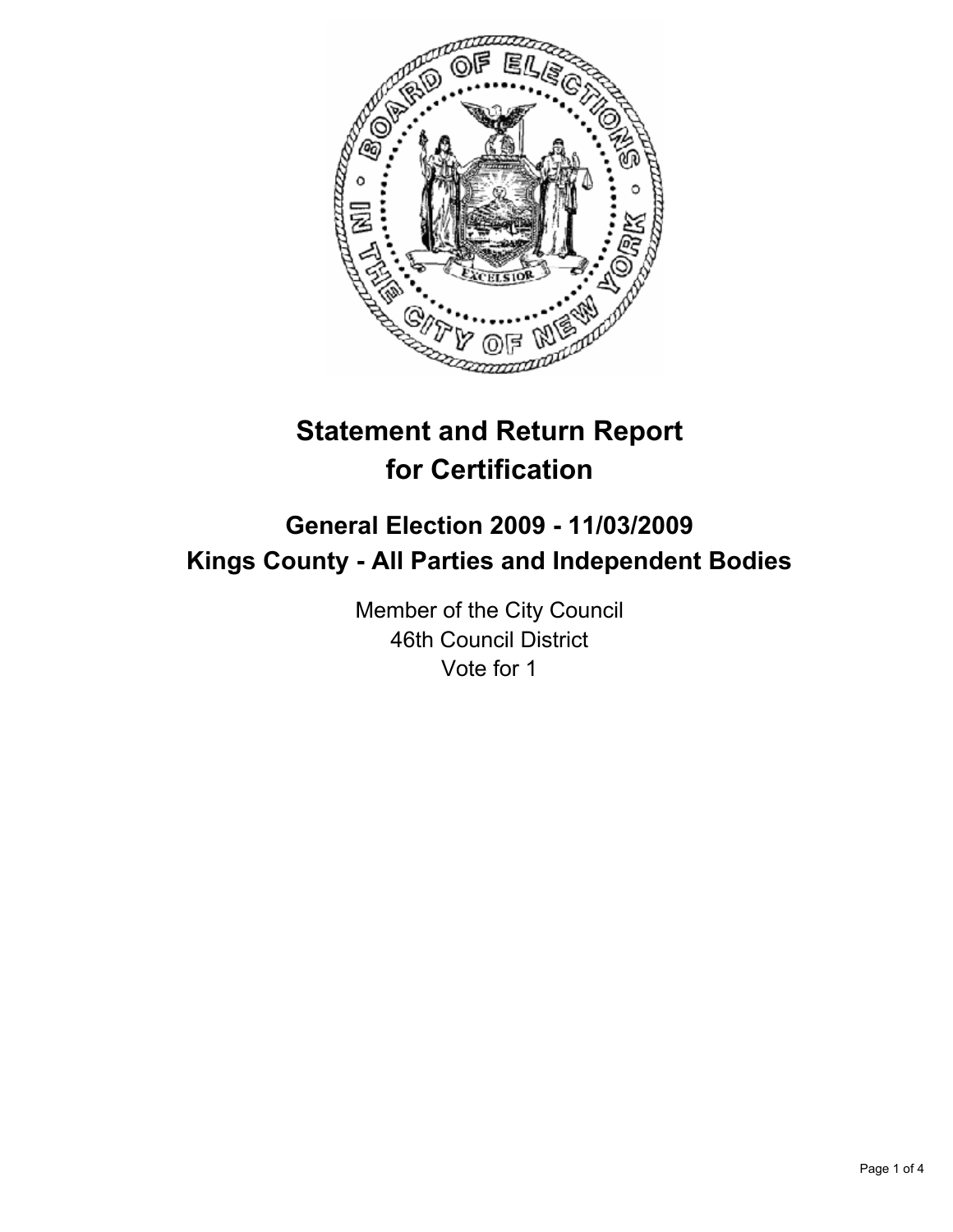# Statement and Return Report for Certification

## General Election 2009 - 11/03/2009
## Kings County - All Parties and Independent Bodies

Member of the City Council
46th Council District
Vote for 1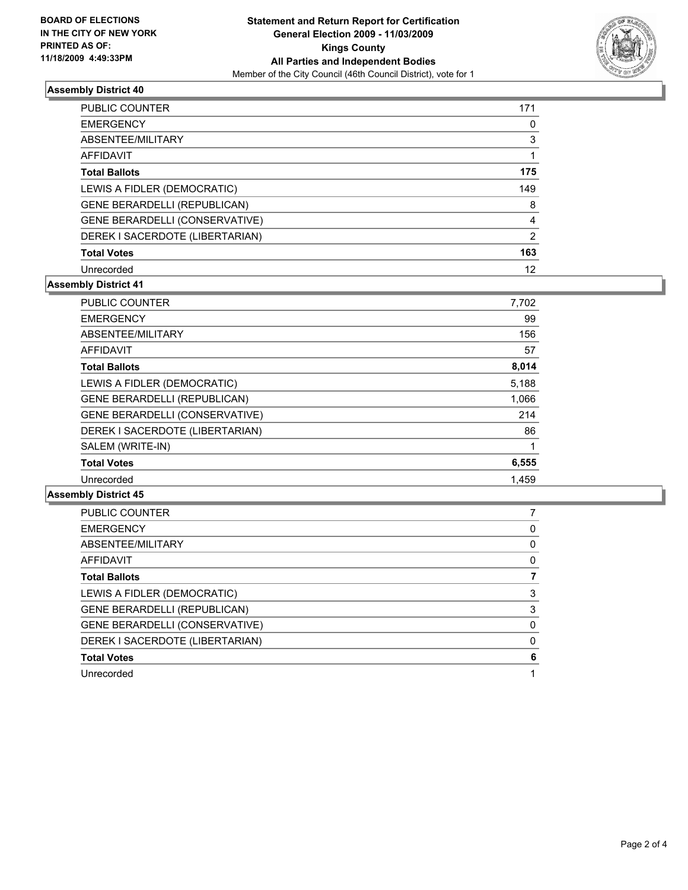**BOARD OF ELECTIONS IN THE CITY OF NEW YORK PRINTED AS OF: 11/18/2009 4:49:33PM**

# Statement and Return Report for Certification
## General Election 2009 - 11/03/2009
## Kings County
## All Parties and Independent Bodies
Member of the City Council (46th Council District), vote for 1

### Assembly District 40

| | |
|---|---|
| PUBLIC COUNTER | 171 |
| EMERGENCY | 0 |
| ABSENTEE/MILITARY | 3 |
| AFFIDAVIT | 1 |
| **Total Ballots** | **175** |
| LEWIS A FIDLER (DEMOCRATIC) | 149 |
| GENE BERARDELLI (REPUBLICAN) | 8 |
| GENE BERARDELLI (CONSERVATIVE) | 4 |
| DEREK I SACERDOTE (LIBERTARIAN) | 2 |
| **Total Votes** | **163** |
| Unrecorded | 12 |

### Assembly District 41

| | |
|---|---|
| PUBLIC COUNTER | 7,702 |
| EMERGENCY | 99 |
| ABSENTEE/MILITARY | 156 |
| AFFIDAVIT | 57 |
| **Total Ballots** | **8,014** |
| LEWIS A FIDLER (DEMOCRATIC) | 5,188 |
| GENE BERARDELLI (REPUBLICAN) | 1,066 |
| GENE BERARDELLI (CONSERVATIVE) | 214 |
| DEREK I SACERDOTE (LIBERTARIAN) | 86 |
| SALEM (WRITE-IN) | 1 |
| **Total Votes** | **6,555** |
| Unrecorded | 1,459 |

### Assembly District 45

| | |
|---|---|
| PUBLIC COUNTER | 7 |
| EMERGENCY | 0 |
| ABSENTEE/MILITARY | 0 |
| AFFIDAVIT | 0 |
| **Total Ballots** | **7** |
| LEWIS A FIDLER (DEMOCRATIC) | 3 |
| GENE BERARDELLI (REPUBLICAN) | 3 |
| GENE BERARDELLI (CONSERVATIVE) | 0 |
| DEREK I SACERDOTE (LIBERTARIAN) | 0 |
| **Total Votes** | **6** |
| Unrecorded | 1 |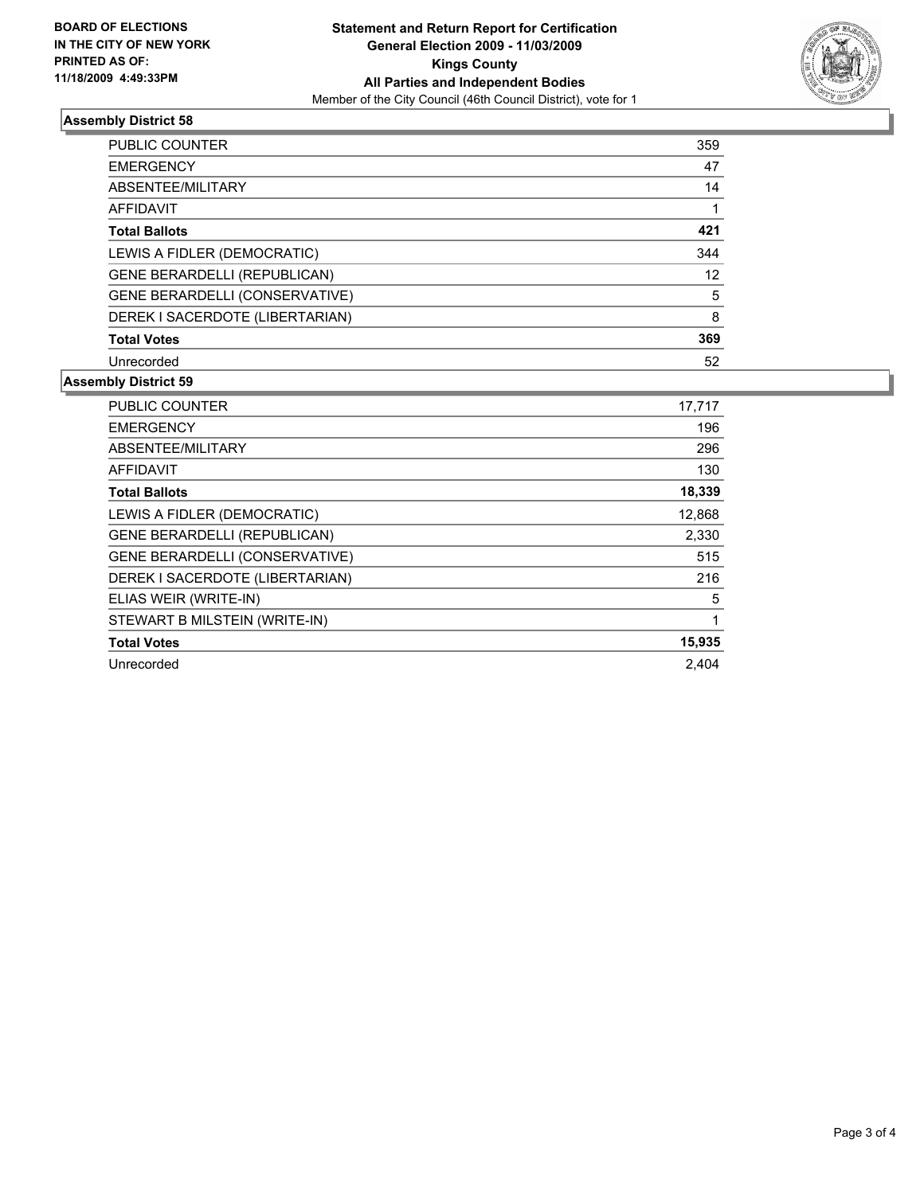**BOARD OF ELECTIONS IN THE CITY OF NEW YORK PRINTED AS OF: 11/18/2009 4:49:33PM**

# Statement and Return Report for Certification General Election 2009 - 11/03/2009 Kings County All Parties and Independent Bodies

Member of the City Council (46th Council District), vote for 1

## Assembly District 58

| | |
|---|---|
| PUBLIC COUNTER | 359 |
| EMERGENCY | 47 |
| ABSENTEE/MILITARY | 14 |
| AFFIDAVIT | 1 |
| **Total Ballots** | **421** |
| LEWIS A FIDLER (DEMOCRATIC) | 344 |
| GENE BERARDELLI (REPUBLICAN) | 12 |
| GENE BERARDELLI (CONSERVATIVE) | 5 |
| DEREK I SACERDOTE (LIBERTARIAN) | 8 |
| **Total Votes** | **369** |
| Unrecorded | 52 |

## Assembly District 59

| | |
|---|---|
| PUBLIC COUNTER | 17,717 |
| EMERGENCY | 196 |
| ABSENTEE/MILITARY | 296 |
| AFFIDAVIT | 130 |
| **Total Ballots** | **18,339** |
| LEWIS A FIDLER (DEMOCRATIC) | 12,868 |
| GENE BERARDELLI (REPUBLICAN) | 2,330 |
| GENE BERARDELLI (CONSERVATIVE) | 515 |
| DEREK I SACERDOTE (LIBERTARIAN) | 216 |
| ELIAS WEIR (WRITE-IN) | 5 |
| STEWART B MILSTEIN (WRITE-IN) | 1 |
| **Total Votes** | **15,935** |
| Unrecorded | 2,404 |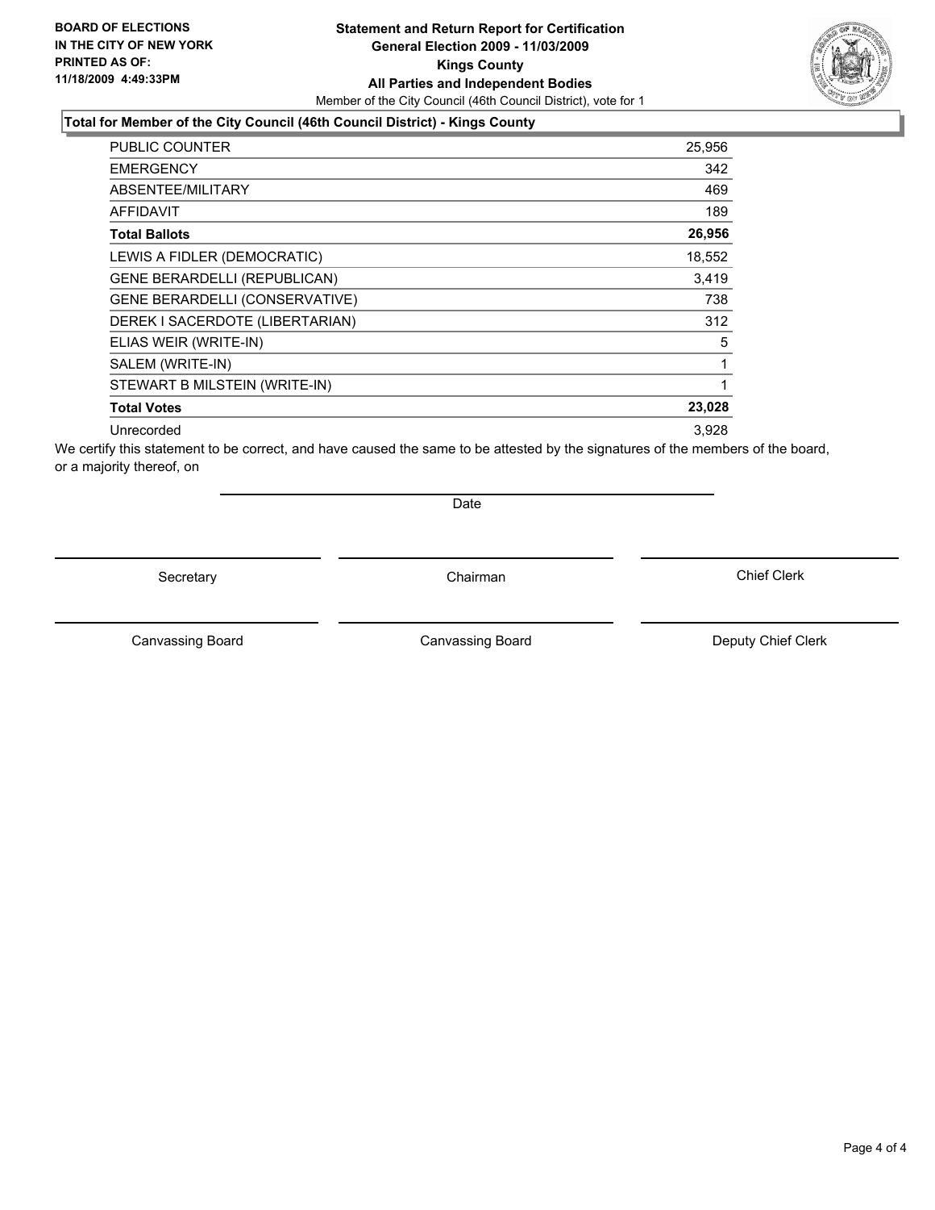**BOARD OF ELECTIONS IN THE CITY OF NEW YORK PRINTED AS OF: 11/18/2009 4:49:33PM**

**Statement and Return Report for Certification General Election 2009 - 11/03/2009 Kings County All Parties and Independent Bodies**

Member of the City Council (46th Council District), vote for 1

**Total for Member of the City Council (46th Council District) - Kings County**

| | |
|---|---|
| PUBLIC COUNTER | 25,956 |
| EMERGENCY | 342 |
| ABSENTEE/MILITARY | 469 |
| AFFIDAVIT | 189 |
| **Total Ballots** | **26,956** |
| LEWIS A FIDLER (DEMOCRATIC) | 18,552 |
| GENE BERARDELLI (REPUBLICAN) | 3,419 |
| GENE BERARDELLI (CONSERVATIVE) | 738 |
| DEREK I SACERDOTE (LIBERTARIAN) | 312 |
| ELIAS WEIR (WRITE-IN) | 5 |
| SALEM (WRITE-IN) | 1 |
| STEWART B MILSTEIN (WRITE-IN) | 1 |
| **Total Votes** | **23,028** |
| Unrecorded | 3,928 |

We certify this statement to be correct, and have caused the same to be attested by the signatures of the members of the board, or a majority thereof, on

Date

Secretary

Chairman

Chief Clerk

Canvassing Board

Canvassing Board

Deputy Chief Clerk